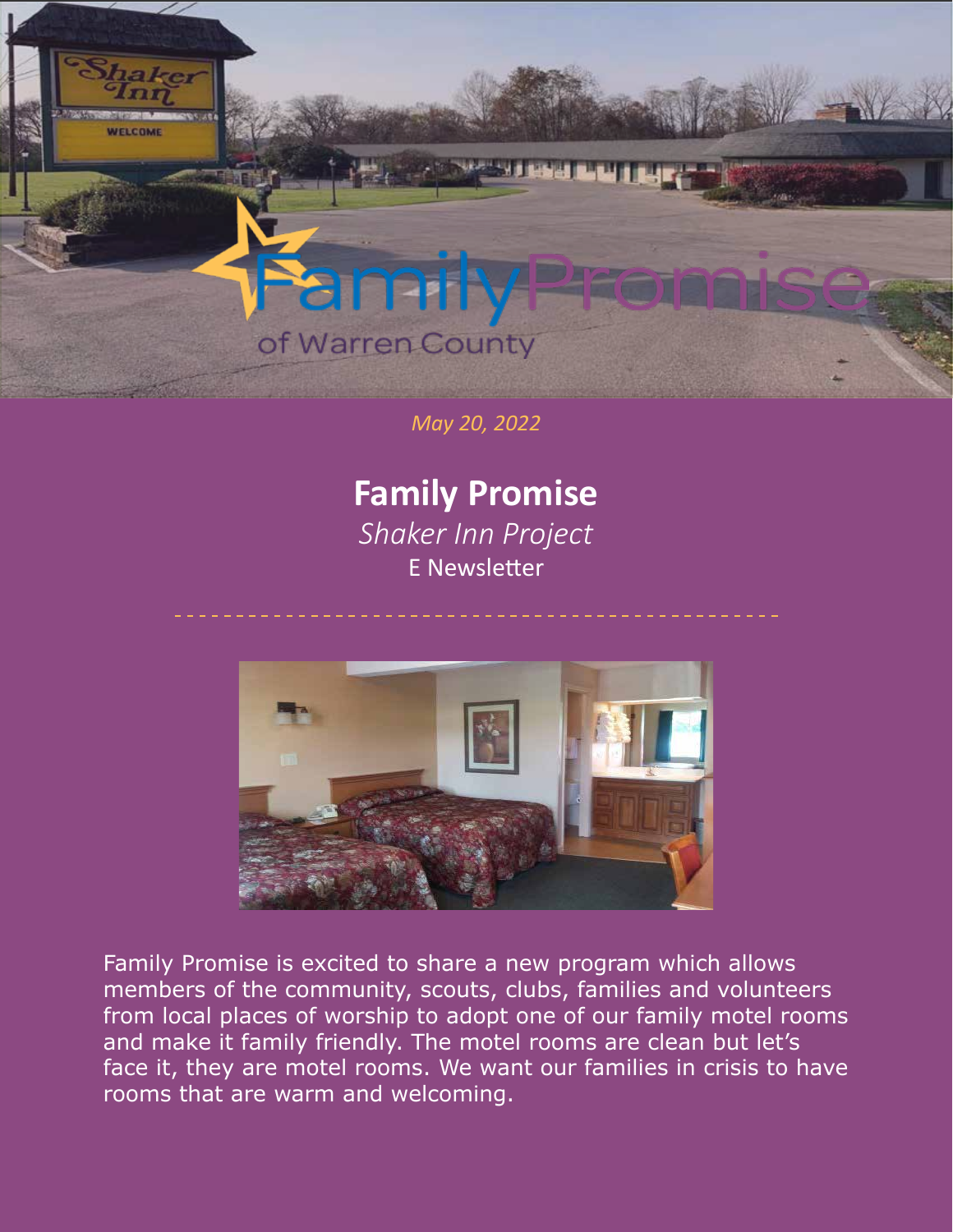Family Promise of Warren County

*May 20, 2022*

# Family Promise

*Shaker Inn Project*

E Newsletter

Family Promise is excited to share a new program which allows members of the community, scouts, clubs, families and volunteers from local places of worship to adopt one of our family motel rooms and make it family friendly. The motel rooms are clean but let's face it, they are motel rooms. We want our families in crisis to have rooms that are warm and welcoming.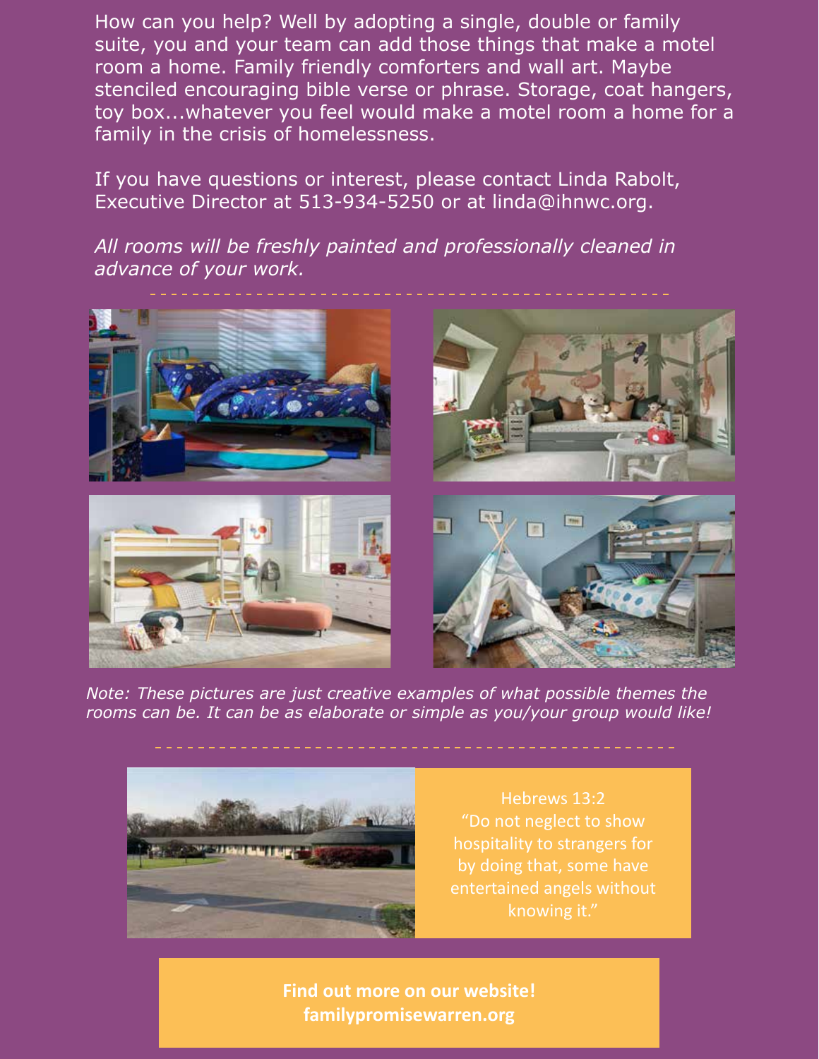How can you help? Well by adopting a single, double or family suite, you and your team can add those things that make a motel room a home. Family friendly comforters and wall art. Maybe stenciled encouraging bible verse or phrase. Storage, coat hangers, toy box...whatever you feel would make a motel room a home for a family in the crisis of homelessness.

If you have questions or interest, please contact Linda Rabolt, Executive Director at 513-934-5250 or at linda@ihnwc.org.

*All rooms will be freshly painted and professionally cleaned in advance of your work.*

*Note: These pictures are just creative examples of what possible themes the rooms can be. It can be as elaborate or simple as you/your group would like!*

Hebrews 13:2
"Do not neglect to show hospitality to strangers for by doing that, some have entertained angels without knowing it."

**Find out more on our website!**
**familypromisewarren.org**